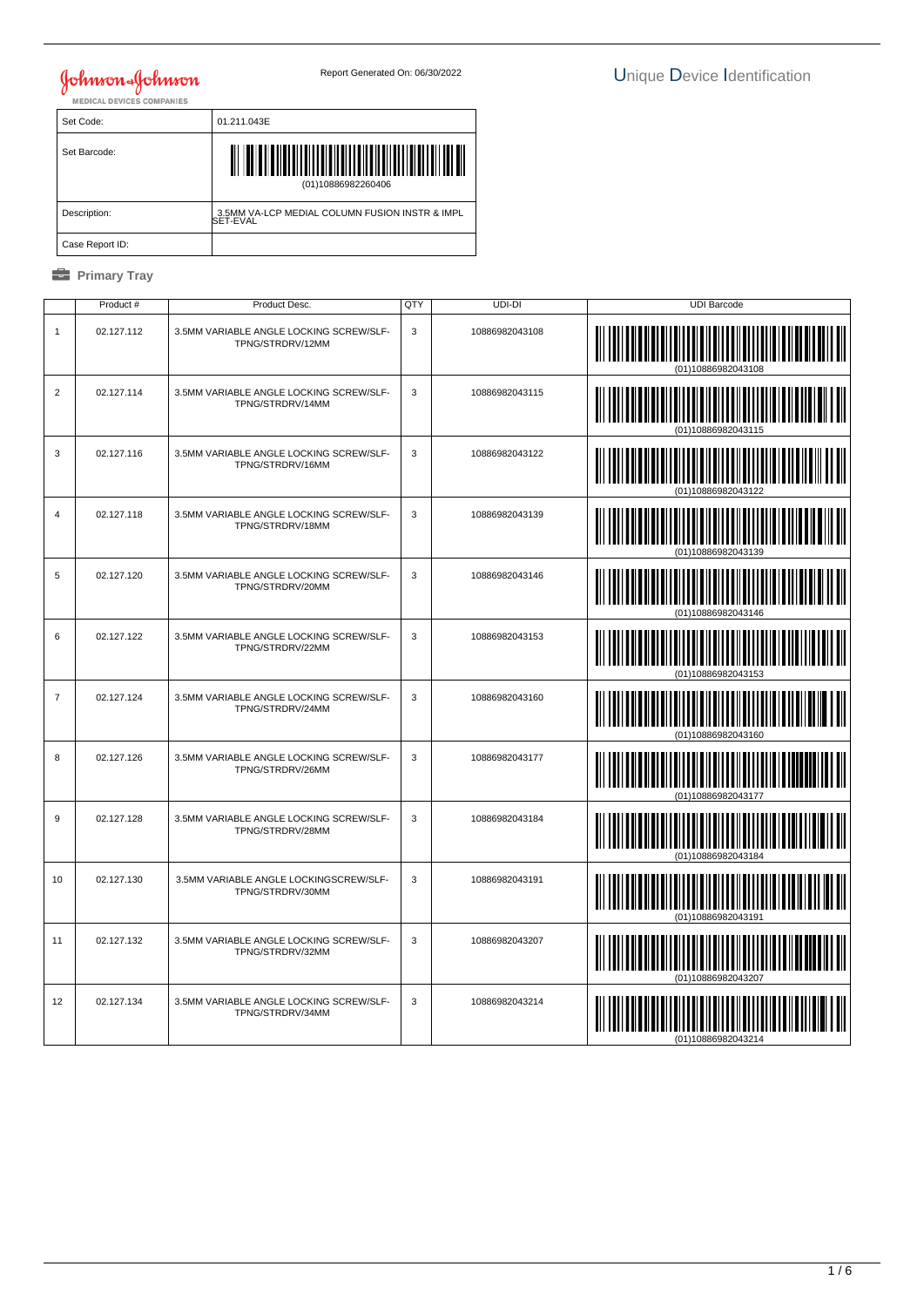Johnson & Johnson
MEDICAL DEVICES COMPANIES

Report Generated On: 06/30/2022

# Unique Device Identification

| Set Code: | 01.211.043E |
|---|---|
| Set Barcode: | (01)10886982260406 |
| Description: | 3.5MM VA-LCP MEDIAL COLUMN FUSION INSTR & IMPL SET-EVAL |
| Case Report ID: | |

## Primary Tray

| | Product # | Product Desc. | QTY | UDI-DI | UDI Barcode |
|---|---|---|---|---|---|
| 1 | 02.127.112 | 3.5MM VARIABLE ANGLE LOCKING SCREW/SLF-TPNG/STRDRV/12MM | 3 | 10886982043108 | (01)10886982043108 |
| 2 | 02.127.114 | 3.5MM VARIABLE ANGLE LOCKING SCREW/SLF-TPNG/STRDRV/14MM | 3 | 10886982043115 | (01)10886982043115 |
| 3 | 02.127.116 | 3.5MM VARIABLE ANGLE LOCKING SCREW/SLF-TPNG/STRDRV/16MM | 3 | 10886982043122 | (01)10886982043122 |
| 4 | 02.127.118 | 3.5MM VARIABLE ANGLE LOCKING SCREW/SLF-TPNG/STRDRV/18MM | 3 | 10886982043139 | (01)10886982043139 |
| 5 | 02.127.120 | 3.5MM VARIABLE ANGLE LOCKING SCREW/SLF-TPNG/STRDRV/20MM | 3 | 10886982043146 | (01)10886982043146 |
| 6 | 02.127.122 | 3.5MM VARIABLE ANGLE LOCKING SCREW/SLF-TPNG/STRDRV/22MM | 3 | 10886982043153 | (01)10886982043153 |
| 7 | 02.127.124 | 3.5MM VARIABLE ANGLE LOCKING SCREW/SLF-TPNG/STRDRV/24MM | 3 | 10886982043160 | (01)10886982043160 |
| 8 | 02.127.126 | 3.5MM VARIABLE ANGLE LOCKING SCREW/SLF-TPNG/STRDRV/26MM | 3 | 10886982043177 | (01)10886982043177 |
| 9 | 02.127.128 | 3.5MM VARIABLE ANGLE LOCKING SCREW/SLF-TPNG/STRDRV/28MM | 3 | 10886982043184 | (01)10886982043184 |
| 10 | 02.127.130 | 3.5MM VARIABLE ANGLE LOCKINGSCREW/SLF-TPNG/STRDRV/30MM | 3 | 10886982043191 | (01)10886982043191 |
| 11 | 02.127.132 | 3.5MM VARIABLE ANGLE LOCKING SCREW/SLF-TPNG/STRDRV/32MM | 3 | 10886982043207 | (01)10886982043207 |
| 12 | 02.127.134 | 3.5MM VARIABLE ANGLE LOCKING SCREW/SLF-TPNG/STRDRV/34MM | 3 | 10886982043214 | (01)10886982043214 |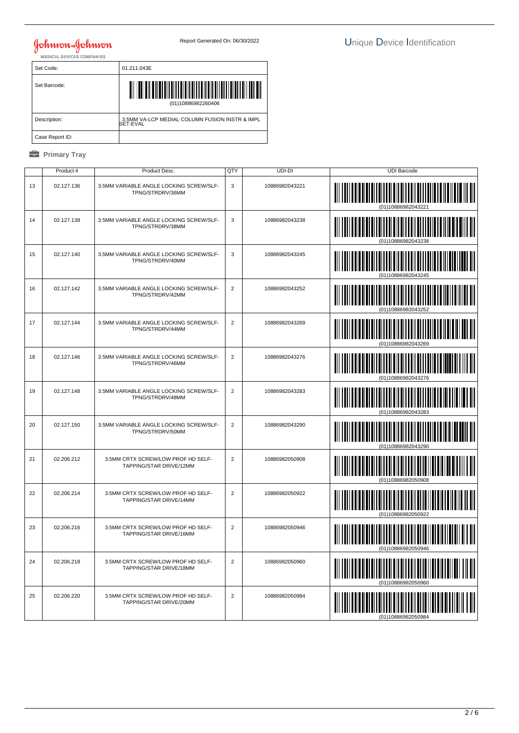Johnson & Johnson MEDICAL DEVICES COMPANIES

Report Generated On: 06/30/2022

# Unique Device Identification

| Set Code: | 01.211.043E |
|---|---|
| Set Barcode: | (01)10886982260406 |
| Description: | 3.5MM VA-LCP MEDIAL COLUMN FUSION INSTR & IMPL SET-EVAL |
| Case Report ID: | |

## Primary Tray

| | Product # | Product Desc. | QTY | UDI-DI | UDI Barcode |
|---|---|---|---|---|---|
| 13 | 02.127.136 | 3.5MM VARIABLE ANGLE LOCKING SCREW/SLF-TPNG/STRDRV/36MM | 3 | 10886982043221 | (01)10886982043221 |
| 14 | 02.127.138 | 3.5MM VARIABLE ANGLE LOCKING SCREW/SLF-TPNG/STRDRV/38MM | 3 | 10886982043238 | (01)10886982043238 |
| 15 | 02.127.140 | 3.5MM VARIABLE ANGLE LOCKING SCREW/SLF-TPNG/STRDRV/40MM | 3 | 10886982043245 | (01)10886982043245 |
| 16 | 02.127.142 | 3.5MM VARIABLE ANGLE LOCKING SCREW/SLF-TPNG/STRDRV/42MM | 2 | 10886982043252 | (01)10886982043252 |
| 17 | 02.127.144 | 3.5MM VARIABLE ANGLE LOCKING SCREW/SLF-TPNG/STRDRV/44MM | 2 | 10886982043269 | (01)10886982043269 |
| 18 | 02.127.146 | 3.5MM VARIABLE ANGLE LOCKING SCREW/SLF-TPNG/STRDRV/46MM | 2 | 10886982043276 | (01)10886982043276 |
| 19 | 02.127.148 | 3.5MM VARIABLE ANGLE LOCKING SCREW/SLF-TPNG/STRDRV/48MM | 2 | 10886982043283 | (01)10886982043283 |
| 20 | 02.127.150 | 3.5MM VARIABLE ANGLE LOCKING SCREW/SLF-TPNG/STRDRV/50MM | 2 | 10886982043290 | (01)10886982043290 |
| 21 | 02.206.212 | 3.5MM CRTX SCREW/LOW PROF HD SELF-TAPPING/STAR DRIVE/12MM | 2 | 10886982050908 | (01)10886982050908 |
| 22 | 02.206.214 | 3.5MM CRTX SCREW/LOW PROF HD SELF-TAPPING/STAR DRIVE/14MM | 2 | 10886982050922 | (01)10886982050922 |
| 23 | 02.206.216 | 3.5MM CRTX SCREW/LOW PROF HD SELF-TAPPING/STAR DRIVE/16MM | 2 | 10886982050946 | (01)10886982050946 |
| 24 | 02.206.218 | 3.5MM CRTX SCREW/LOW PROF HD SELF-TAPPING/STAR DRIVE/18MM | 2 | 10886982050960 | (01)10886982050960 |
| 25 | 02.206.220 | 3.5MM CRTX SCREW/LOW PROF HD SELF-TAPPING/STAR DRIVE/20MM | 2 | 10886982050984 | (01)10886982050984 |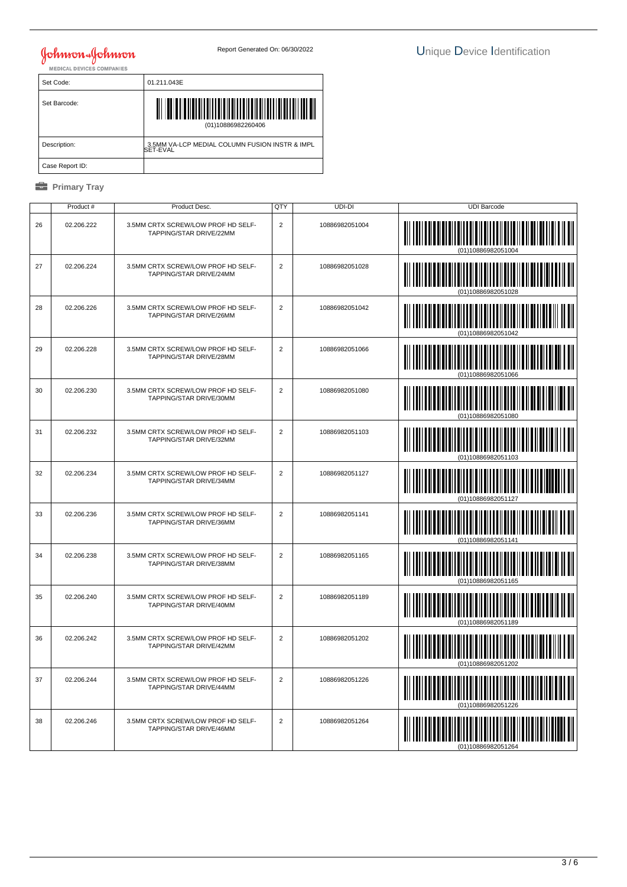Johnson & Johnson MEDICAL DEVICES COMPANIES

Report Generated On: 06/30/2022

# Unique Device Identification

| Set Code: | 01.211.043E |
| --- | --- |
| Set Barcode: | (01)10886982260406 |
| Description: | 3.5MM VA-LCP MEDIAL COLUMN FUSION INSTR & IMPL SET-EVAL |
| Case Report ID: | |

## Primary Tray

| | Product # | Product Desc. | QTY | UDI-DI | UDI Barcode |
| --- | --- | --- | --- | --- | --- |
| 26 | 02.206.222 | 3.5MM CRTX SCREW/LOW PROF HD SELF-TAPPING/STAR DRIVE/22MM | 2 | 10886982051004 | (01)10886982051004 |
| 27 | 02.206.224 | 3.5MM CRTX SCREW/LOW PROF HD SELF-TAPPING/STAR DRIVE/24MM | 2 | 10886982051028 | (01)10886982051028 |
| 28 | 02.206.226 | 3.5MM CRTX SCREW/LOW PROF HD SELF-TAPPING/STAR DRIVE/26MM | 2 | 10886982051042 | (01)10886982051042 |
| 29 | 02.206.228 | 3.5MM CRTX SCREW/LOW PROF HD SELF-TAPPING/STAR DRIVE/28MM | 2 | 10886982051066 | (01)10886982051066 |
| 30 | 02.206.230 | 3.5MM CRTX SCREW/LOW PROF HD SELF-TAPPING/STAR DRIVE/30MM | 2 | 10886982051080 | (01)10886982051080 |
| 31 | 02.206.232 | 3.5MM CRTX SCREW/LOW PROF HD SELF-TAPPING/STAR DRIVE/32MM | 2 | 10886982051103 | (01)10886982051103 |
| 32 | 02.206.234 | 3.5MM CRTX SCREW/LOW PROF HD SELF-TAPPING/STAR DRIVE/34MM | 2 | 10886982051127 | (01)10886982051127 |
| 33 | 02.206.236 | 3.5MM CRTX SCREW/LOW PROF HD SELF-TAPPING/STAR DRIVE/36MM | 2 | 10886982051141 | (01)10886982051141 |
| 34 | 02.206.238 | 3.5MM CRTX SCREW/LOW PROF HD SELF-TAPPING/STAR DRIVE/38MM | 2 | 10886982051165 | (01)10886982051165 |
| 35 | 02.206.240 | 3.5MM CRTX SCREW/LOW PROF HD SELF-TAPPING/STAR DRIVE/40MM | 2 | 10886982051189 | (01)10886982051189 |
| 36 | 02.206.242 | 3.5MM CRTX SCREW/LOW PROF HD SELF-TAPPING/STAR DRIVE/42MM | 2 | 10886982051202 | (01)10886982051202 |
| 37 | 02.206.244 | 3.5MM CRTX SCREW/LOW PROF HD SELF-TAPPING/STAR DRIVE/44MM | 2 | 10886982051226 | (01)10886982051226 |
| 38 | 02.206.246 | 3.5MM CRTX SCREW/LOW PROF HD SELF-TAPPING/STAR DRIVE/46MM | 2 | 10886982051264 | (01)10886982051264 |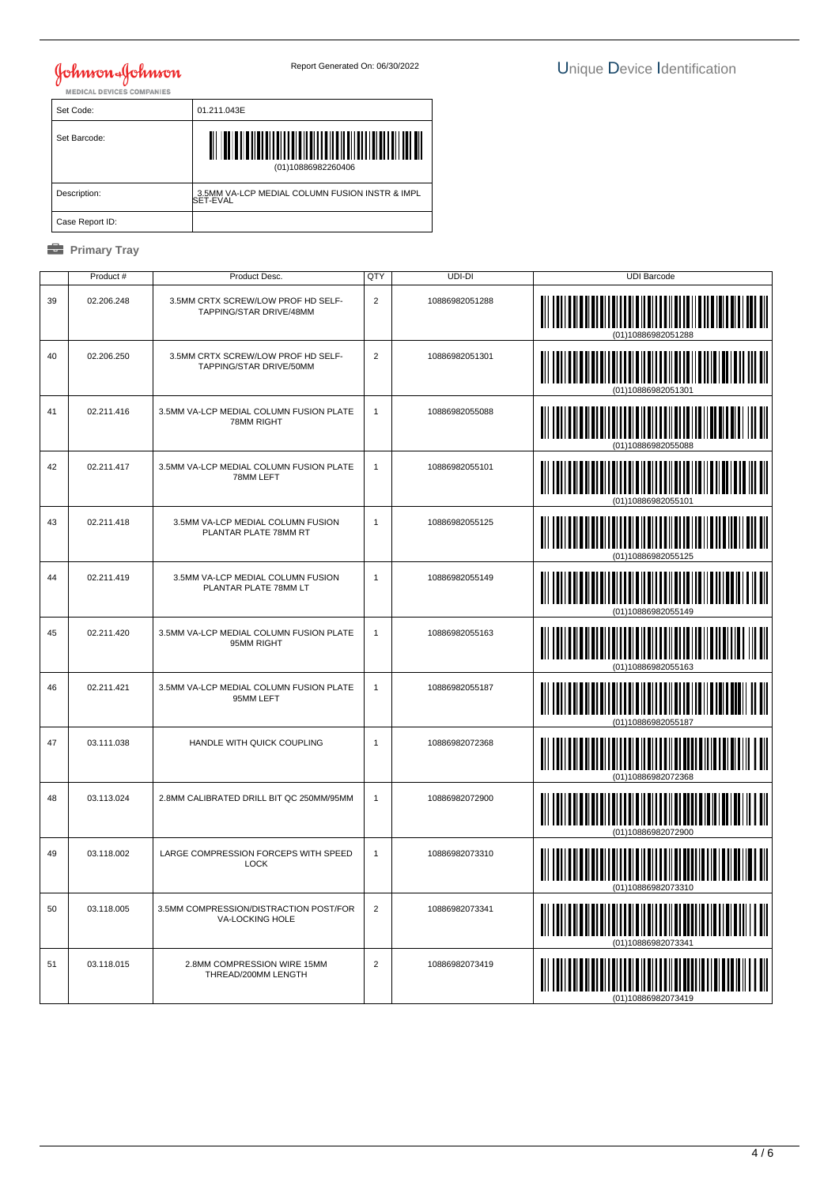Johnson & Johnson MEDICAL DEVICES COMPANIES

Report Generated On: 06/30/2022

Unique Device Identification

| Set Code: | 01.211.043E |
|---|---|
| Set Barcode: | (01)10886982260406 |
| Description: | 3.5MM VA-LCP MEDIAL COLUMN FUSION INSTR & IMPL SET-EVAL |
| Case Report ID: | |

**Primary Tray**

| | Product # | Product Desc. | QTY | UDI-DI | UDI Barcode |
|---|---|---|---|---|---|
| 39 | 02.206.248 | 3.5MM CRTX SCREW/LOW PROF HD SELF-TAPPING/STAR DRIVE/48MM | 2 | 10886982051288 | (01)10886982051288 |
| 40 | 02.206.250 | 3.5MM CRTX SCREW/LOW PROF HD SELF-TAPPING/STAR DRIVE/50MM | 2 | 10886982051301 | (01)10886982051301 |
| 41 | 02.211.416 | 3.5MM VA-LCP MEDIAL COLUMN FUSION PLATE 78MM RIGHT | 1 | 10886982055088 | (01)10886982055088 |
| 42 | 02.211.417 | 3.5MM VA-LCP MEDIAL COLUMN FUSION PLATE 78MM LEFT | 1 | 10886982055101 | (01)10886982055101 |
| 43 | 02.211.418 | 3.5MM VA-LCP MEDIAL COLUMN FUSION PLANTAR PLATE 78MM RT | 1 | 10886982055125 | (01)10886982055125 |
| 44 | 02.211.419 | 3.5MM VA-LCP MEDIAL COLUMN FUSION PLANTAR PLATE 78MM LT | 1 | 10886982055149 | (01)10886982055149 |
| 45 | 02.211.420 | 3.5MM VA-LCP MEDIAL COLUMN FUSION PLATE 95MM RIGHT | 1 | 10886982055163 | (01)10886982055163 |
| 46 | 02.211.421 | 3.5MM VA-LCP MEDIAL COLUMN FUSION PLATE 95MM LEFT | 1 | 10886982055187 | (01)10886982055187 |
| 47 | 03.111.038 | HANDLE WITH QUICK COUPLING | 1 | 10886982072368 | (01)10886982072368 |
| 48 | 03.113.024 | 2.8MM CALIBRATED DRILL BIT QC 250MM/95MM | 1 | 10886982072900 | (01)10886982072900 |
| 49 | 03.118.002 | LARGE COMPRESSION FORCEPS WITH SPEED LOCK | 1 | 10886982073310 | (01)10886982073310 |
| 50 | 03.118.005 | 3.5MM COMPRESSION/DISTRACTION POST/FOR VA-LOCKING HOLE | 2 | 10886982073341 | (01)10886982073341 |
| 51 | 03.118.015 | 2.8MM COMPRESSION WIRE 15MM THREAD/200MM LENGTH | 2 | 10886982073419 | (01)10886982073419 |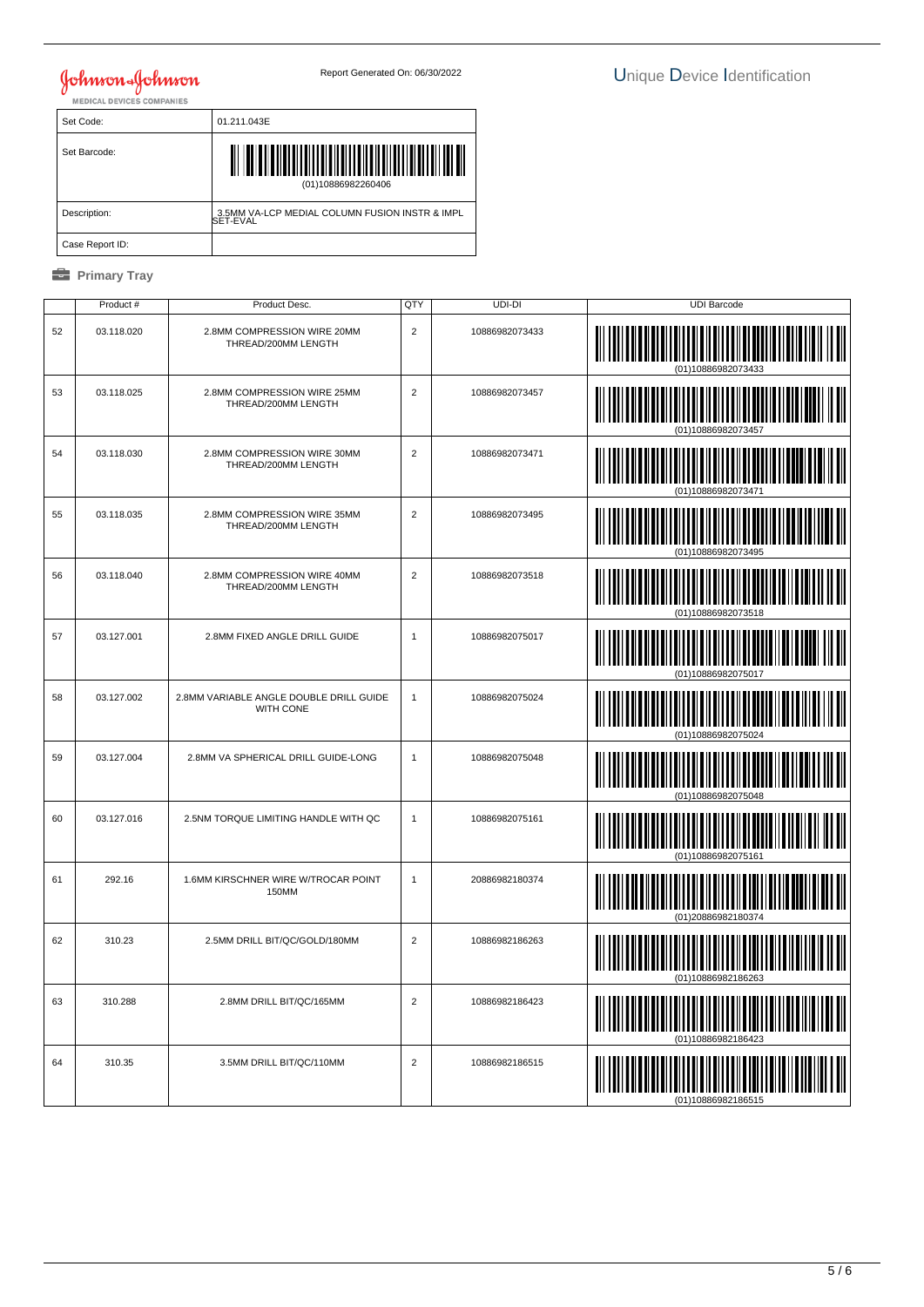Johnson & Johnson
MEDICAL DEVICES COMPANIES

Report Generated On: 06/30/2022

# Unique Device Identification

| Set Code: | 01.211.043E |
|---|---|
| Set Barcode: | (01)10886982260406 |
| Description: | 3.5MM VA-LCP MEDIAL COLUMN FUSION INSTR & IMPL SET-EVAL |
| Case Report ID: | |

**Primary Tray**

| | Product # | Product Desc. | QTY | UDI-DI | UDI Barcode |
|---|---|---|---|---|---|
| 52 | 03.118.020 | 2.8MM COMPRESSION WIRE 20MM THREAD/200MM LENGTH | 2 | 10886982073433 | (01)10886982073433 |
| 53 | 03.118.025 | 2.8MM COMPRESSION WIRE 25MM THREAD/200MM LENGTH | 2 | 10886982073457 | (01)10886982073457 |
| 54 | 03.118.030 | 2.8MM COMPRESSION WIRE 30MM THREAD/200MM LENGTH | 2 | 10886982073471 | (01)10886982073471 |
| 55 | 03.118.035 | 2.8MM COMPRESSION WIRE 35MM THREAD/200MM LENGTH | 2 | 10886982073495 | (01)10886982073495 |
| 56 | 03.118.040 | 2.8MM COMPRESSION WIRE 40MM THREAD/200MM LENGTH | 2 | 10886982073518 | (01)10886982073518 |
| 57 | 03.127.001 | 2.8MM FIXED ANGLE DRILL GUIDE | 1 | 10886982075017 | (01)10886982075017 |
| 58 | 03.127.002 | 2.8MM VARIABLE ANGLE DOUBLE DRILL GUIDE WITH CONE | 1 | 10886982075024 | (01)10886982075024 |
| 59 | 03.127.004 | 2.8MM VA SPHERICAL DRILL GUIDE-LONG | 1 | 10886982075048 | (01)10886982075048 |
| 60 | 03.127.016 | 2.5NM TORQUE LIMITING HANDLE WITH QC | 1 | 10886982075161 | (01)10886982075161 |
| 61 | 292.16 | 1.6MM KIRSCHNER WIRE W/TROCAR POINT 150MM | 1 | 20886982180374 | (01)20886982180374 |
| 62 | 310.23 | 2.5MM DRILL BIT/QC/GOLD/180MM | 2 | 10886982186263 | (01)10886982186263 |
| 63 | 310.288 | 2.8MM DRILL BIT/QC/165MM | 2 | 10886982186423 | (01)10886982186423 |
| 64 | 310.35 | 3.5MM DRILL BIT/QC/110MM | 2 | 10886982186515 | (01)10886982186515 |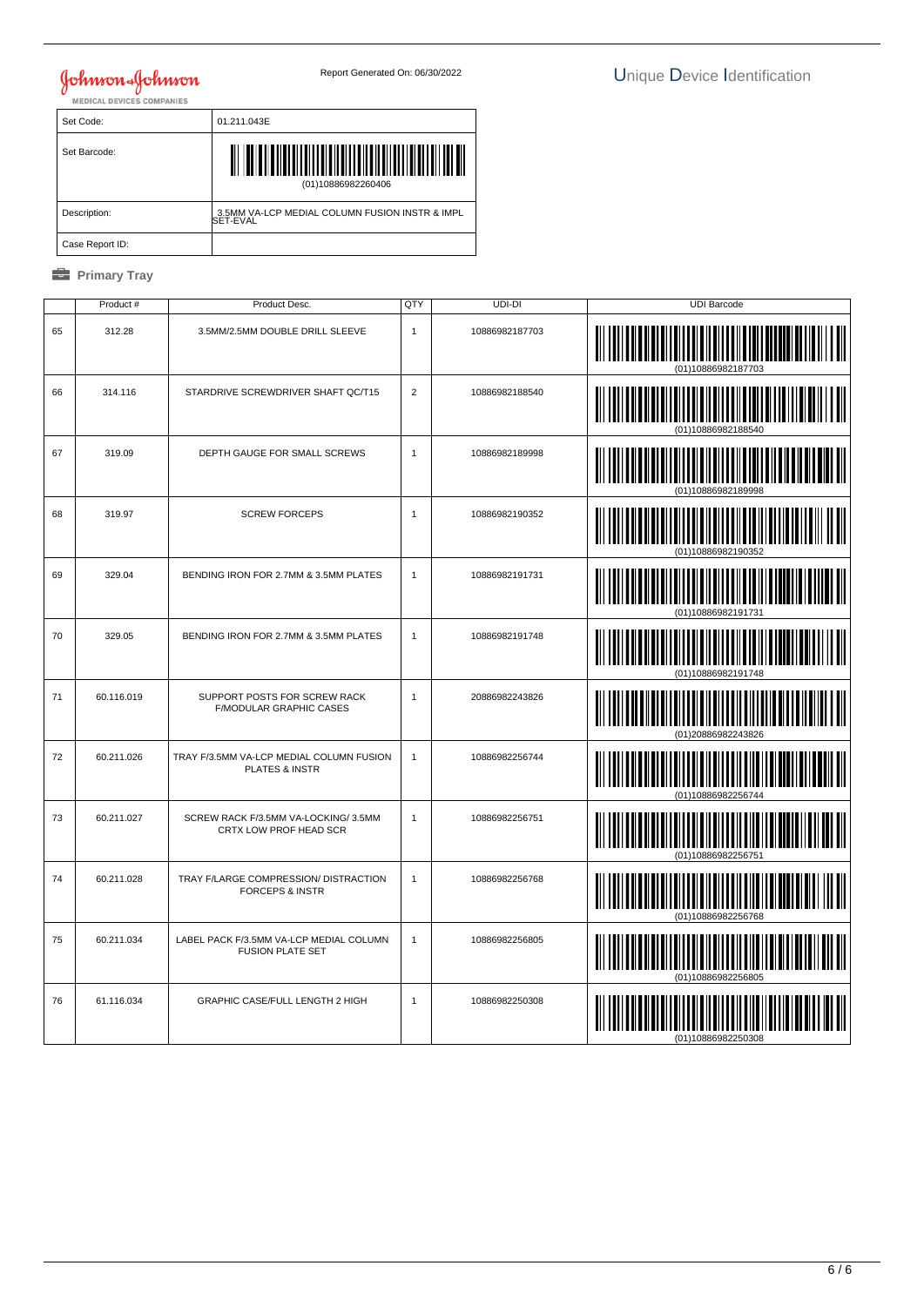Johnson & Johnson
MEDICAL DEVICES COMPANIES

Report Generated On: 06/30/2022

Unique Device Identification

| | |
|---|---|
| Set Code: | 01.211.043E |
| Set Barcode: | (01)10886982260406 |
| Description: | 3.5MM VA-LCP MEDIAL COLUMN FUSION INSTR & IMPL SET-EVAL |
| Case Report ID: | |

**Primary Tray**

| | Product # | Product Desc. | QTY | UDI-DI | UDI Barcode |
|---|---|---|---|---|---|
| 65 | 312.28 | 3.5MM/2.5MM DOUBLE DRILL SLEEVE | 1 | 10886982187703 | (01)10886982187703 |
| 66 | 314.116 | STARDRIVE SCREWDRIVER SHAFT QC/T15 | 2 | 10886982188540 | (01)10886982188540 |
| 67 | 319.09 | DEPTH GAUGE FOR SMALL SCREWS | 1 | 10886982189998 | (01)10886982189998 |
| 68 | 319.97 | SCREW FORCEPS | 1 | 10886982190352 | (01)10886982190352 |
| 69 | 329.04 | BENDING IRON FOR 2.7MM & 3.5MM PLATES | 1 | 10886982191731 | (01)10886982191731 |
| 70 | 329.05 | BENDING IRON FOR 2.7MM & 3.5MM PLATES | 1 | 10886982191748 | (01)10886982191748 |
| 71 | 60.116.019 | SUPPORT POSTS FOR SCREW RACK F/MODULAR GRAPHIC CASES | 1 | 20886982243826 | (01)20886982243826 |
| 72 | 60.211.026 | TRAY F/3.5MM VA-LCP MEDIAL COLUMN FUSION PLATES & INSTR | 1 | 10886982256744 | (01)10886982256744 |
| 73 | 60.211.027 | SCREW RACK F/3.5MM VA-LOCKING/ 3.5MM CRTX LOW PROF HEAD SCR | 1 | 10886982256751 | (01)10886982256751 |
| 74 | 60.211.028 | TRAY F/LARGE COMPRESSION/ DISTRACTION FORCEPS & INSTR | 1 | 10886982256768 | (01)10886982256768 |
| 75 | 60.211.034 | LABEL PACK F/3.5MM VA-LCP MEDIAL COLUMN FUSION PLATE SET | 1 | 10886982256805 | (01)10886982256805 |
| 76 | 61.116.034 | GRAPHIC CASE/FULL LENGTH 2 HIGH | 1 | 10886982250308 | (01)10886982250308 |